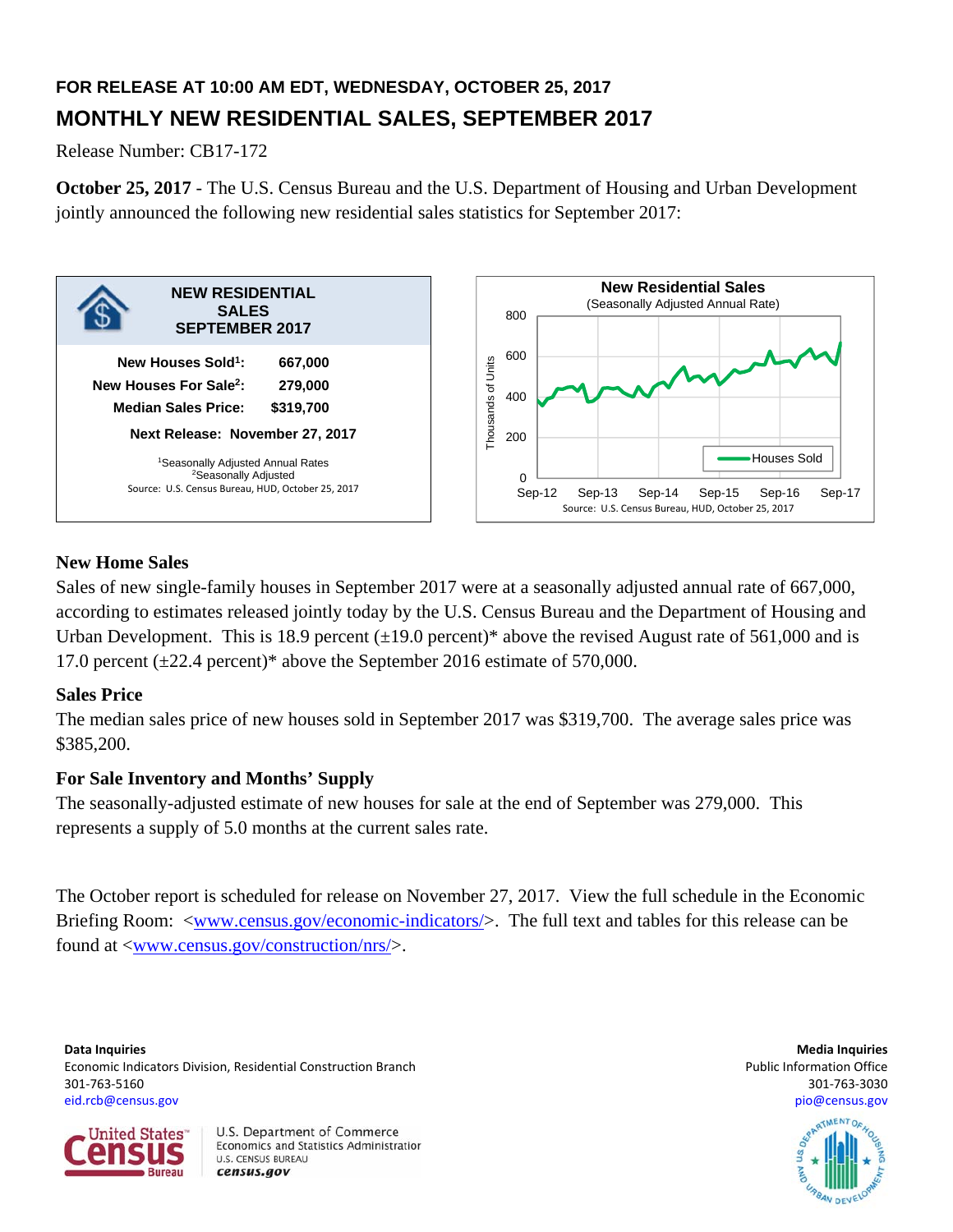**FOR RELEASE AT 10:00 AM EDT, WEDNESDAY, OCTOBER 25, 2017**

# MONTHLY NEW RESIDENTIAL SALES, SEPTEMBER 2017

Release Number: CB17-172

**October 25, 2017** - The U.S. Census Bureau and the U.S. Department of Housing and Urban Development jointly announced the following new residential sales statistics for September 2017:

**NEW RESIDENTIAL SALES SEPTEMBER 2017**

| | |
|---|---|
| New Houses Sold[1]: | 667,000 |
| New Houses For Sale[2]: | 279,000 |
| Median Sales Price: | $319,700 |

**Next Release: November 27, 2017**

[1]Seasonally Adjusted Annual Rates
[2]Seasonally Adjusted
Source: U.S. Census Bureau, HUD, October 25, 2017

**New Residential Sales**
(Seasonally Adjusted Annual Rate)

Source: U.S. Census Bureau, HUD, October 25, 2017

### New Home Sales

Sales of new single-family houses in September 2017 were at a seasonally adjusted annual rate of 667,000, according to estimates released jointly today by the U.S. Census Bureau and the Department of Housing and Urban Development. This is 18.9 percent (±19.0 percent)* above the revised August rate of 561,000 and is 17.0 percent (±22.4 percent)* above the September 2016 estimate of 570,000.

### Sales Price

The median sales price of new houses sold in September 2017 was $319,700. The average sales price was $385,200.

### For Sale Inventory and Months' Supply

The seasonally-adjusted estimate of new houses for sale at the end of September was 279,000. This represents a supply of 5.0 months at the current sales rate.

The October report is scheduled for release on November 27, 2017. View the full schedule in the Economic Briefing Room: <www.census.gov/economic-indicators/>. The full text and tables for this release can be found at <www.census.gov/construction/nrs/>.

**Data Inquiries**
Economic Indicators Division, Residential Construction Branch
301-763-5160
eid.rcb@census.gov

**Media Inquiries**
Public Information Office
301-763-3030
pio@census.gov

U.S. Department of Commerce
Economics and Statistics Administration
U.S. CENSUS BUREAU
census.gov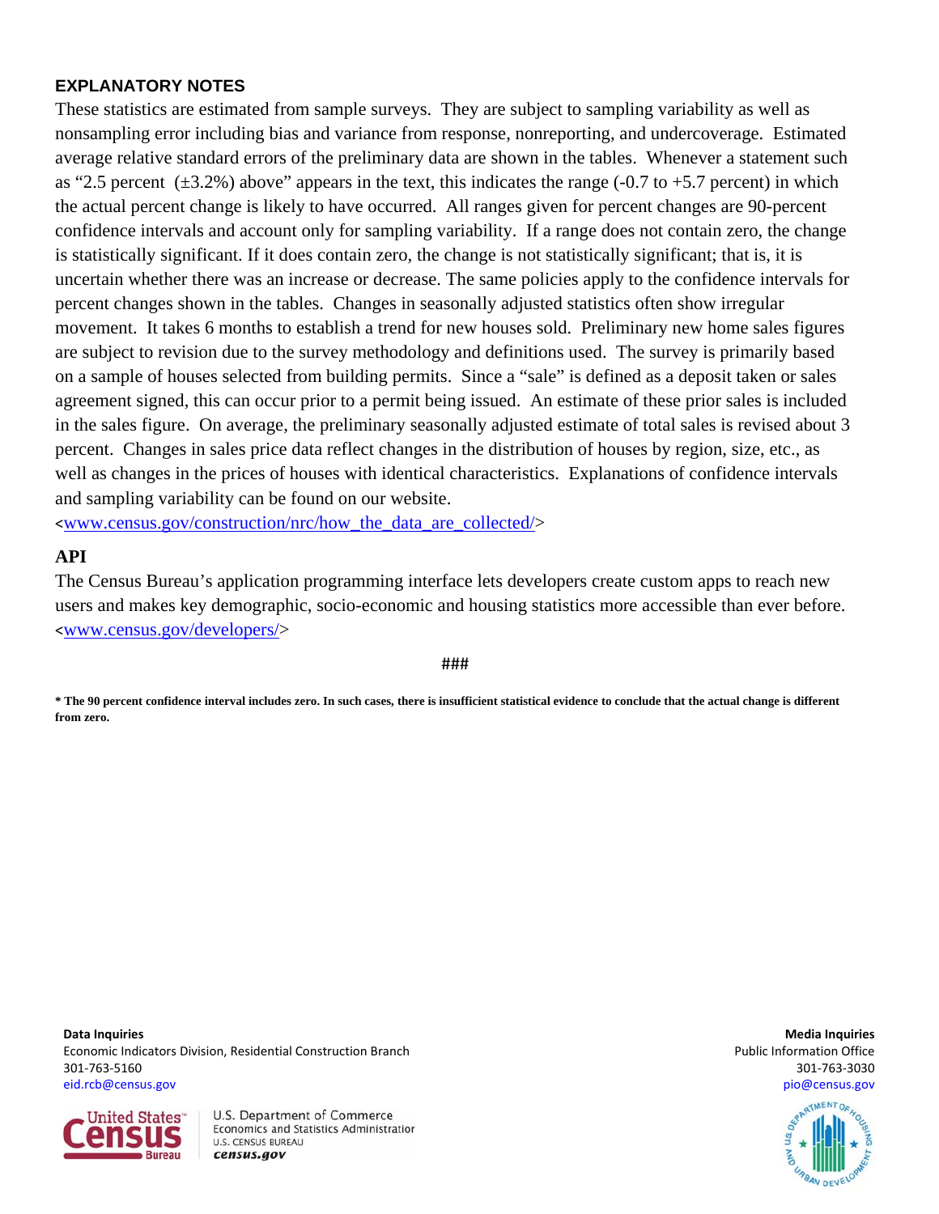## EXPLANATORY NOTES

These statistics are estimated from sample surveys. They are subject to sampling variability as well as nonsampling error including bias and variance from response, nonreporting, and undercoverage. Estimated average relative standard errors of the preliminary data are shown in the tables. Whenever a statement such as "2.5 percent (±3.2%) above" appears in the text, this indicates the range (-0.7 to +5.7 percent) in which the actual percent change is likely to have occurred. All ranges given for percent changes are 90-percent confidence intervals and account only for sampling variability. If a range does not contain zero, the change is statistically significant. If it does contain zero, the change is not statistically significant; that is, it is uncertain whether there was an increase or decrease. The same policies apply to the confidence intervals for percent changes shown in the tables. Changes in seasonally adjusted statistics often show irregular movement. It takes 6 months to establish a trend for new houses sold. Preliminary new home sales figures are subject to revision due to the survey methodology and definitions used. The survey is primarily based on a sample of houses selected from building permits. Since a "sale" is defined as a deposit taken or sales agreement signed, this can occur prior to a permit being issued. An estimate of these prior sales is included in the sales figure. On average, the preliminary seasonally adjusted estimate of total sales is revised about 3 percent. Changes in sales price data reflect changes in the distribution of houses by region, size, etc., as well as changes in the prices of houses with identical characteristics. Explanations of confidence intervals and sampling variability can be found on our website.
<www.census.gov/construction/nrc/how_the_data_are_collected/>

## API

The Census Bureau's application programming interface lets developers create custom apps to reach new users and makes key demographic, socio-economic and housing statistics more accessible than ever before.
<www.census.gov/developers/>

###

**\* The 90 percent confidence interval includes zero. In such cases, there is insufficient statistical evidence to conclude that the actual change is different from zero.**

**Data Inquiries**
Economic Indicators Division, Residential Construction Branch
301-763-5160
eid.rcb@census.gov

**Media Inquiries**
Public Information Office
301-763-3030
pio@census.gov

U.S. Department of Commerce
Economics and Statistics Administration
U.S. CENSUS BUREAU
census.gov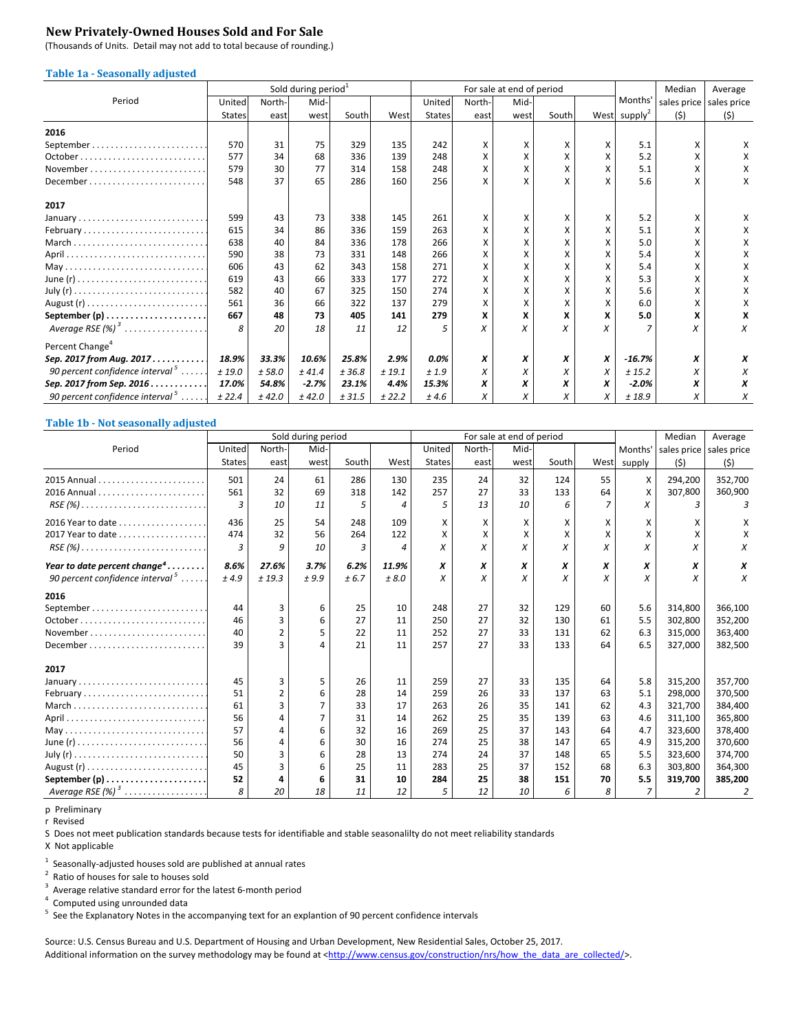## New Privately-Owned Houses Sold and For Sale

(Thousands of Units. Detail may not add to total because of rounding.)

### Table 1a - Seasonally adjusted

| Period | Sold during period[1] | | | | | For sale at end of period | | | | | Months' supply[2] | Median sales price ($) | Average sales price ($) |
|---|---|---|---|---|---|---|---|---|---|---|---|---|---|
| | United States | North-east | Mid-west | South | West | United States | North-east | Mid-west | South | West | | | |
| **2016** | | | | | | | | | | | | | |
| September | 570 | 31 | 75 | 329 | 135 | 242 | X | X | X | X | 5.1 | X | X |
| October | 577 | 34 | 68 | 336 | 139 | 248 | X | X | X | X | 5.2 | X | X |
| November | 579 | 30 | 77 | 314 | 158 | 248 | X | X | X | X | 5.1 | X | X |
| December | 548 | 37 | 65 | 286 | 160 | 256 | X | X | X | X | 5.6 | X | X |
| **2017** | | | | | | | | | | | | | |
| January | 599 | 43 | 73 | 338 | 145 | 261 | X | X | X | X | 5.2 | X | X |
| February | 615 | 34 | 86 | 336 | 159 | 263 | X | X | X | X | 5.1 | X | X |
| March | 638 | 40 | 84 | 336 | 178 | 266 | X | X | X | X | 5.0 | X | X |
| April | 590 | 38 | 73 | 331 | 148 | 266 | X | X | X | X | 5.4 | X | X |
| May | 606 | 43 | 62 | 343 | 158 | 271 | X | X | X | X | 5.4 | X | X |
| June (r) | 619 | 43 | 66 | 333 | 177 | 272 | X | X | X | X | 5.3 | X | X |
| July (r) | 582 | 40 | 67 | 325 | 150 | 274 | X | X | X | X | 5.6 | X | X |
| August (r) | 561 | 36 | 66 | 322 | 137 | 279 | X | X | X | X | 6.0 | X | X |
| **September (p)** | **667** | **48** | **73** | **405** | **141** | **279** | **X** | **X** | **X** | **X** | **5.0** | **X** | **X** |
| *Average RSE (%)[3]* | *8* | *20* | *18* | *11* | *12* | *5* | *X* | *X* | *X* | *X* | *7* | *X* | *X* |
| Percent Change[4] | | | | | | | | | | | | | |
| ***Sep. 2017 from Aug. 2017*** | ***18.9%*** | ***33.3%*** | ***10.6%*** | ***25.8%*** | ***2.9%*** | ***0.0%*** | ***X*** | ***X*** | ***X*** | ***X*** | ***-16.7%*** | ***X*** | ***X*** |
| *90 percent confidence interval[5]* | *± 19.0* | *± 58.0* | *± 41.4* | *± 36.8* | *± 19.1* | *± 1.9* | *X* | *X* | *X* | *X* | *± 15.2* | *X* | *X* |
| ***Sep. 2017 from Sep. 2016*** | ***17.0%*** | ***54.8%*** | ***-2.7%*** | ***23.1%*** | ***4.4%*** | ***15.3%*** | ***X*** | ***X*** | ***X*** | ***X*** | ***-2.0%*** | ***X*** | ***X*** |
| *90 percent confidence interval[5]* | *± 22.4* | *± 42.0* | *± 42.0* | *± 31.5* | *± 22.2* | *± 4.6* | *X* | *X* | *X* | *X* | *± 18.9* | *X* | *X* |

### Table 1b - Not seasonally adjusted

| Period | Sold during period | | | | | For sale at end of period | | | | | Months' supply | Median sales price ($) | Average sales price ($) |
|---|---|---|---|---|---|---|---|---|---|---|---|---|---|
| | United States | North-east | Mid-west | South | West | United States | North-east | Mid-west | South | West | | | |
| 2015 Annual | 501 | 24 | 61 | 286 | 130 | 235 | 24 | 32 | 124 | 55 | X | 294,200 | 352,700 |
| 2016 Annual | 561 | 32 | 69 | 318 | 142 | 257 | 27 | 33 | 133 | 64 | X | 307,800 | 360,900 |
| *RSE (%)* | *3* | *10* | *11* | *5* | *4* | *5* | *13* | *10* | *6* | *7* | *X* | *3* | *3* |
| 2016 Year to date | 436 | 25 | 54 | 248 | 109 | X | X | X | X | X | X | X | X |
| 2017 Year to date | 474 | 32 | 56 | 264 | 122 | X | X | X | X | X | X | X | X |
| *RSE (%)* | *3* | *9* | *10* | *3* | *4* | *X* | *X* | *X* | *X* | *X* | *X* | *X* | *X* |
| ***Year to date percent change[4]*** | ***8.6%*** | ***27.6%*** | ***3.7%*** | ***6.2%*** | ***11.9%*** | ***X*** | ***X*** | ***X*** | ***X*** | ***X*** | ***X*** | ***X*** | ***X*** |
| *90 percent confidence interval[5]* | *± 4.9* | *± 19.3* | *± 9.9* | *± 6.7* | *± 8.0* | *X* | *X* | *X* | *X* | *X* | *X* | *X* | *X* |
| **2016** | | | | | | | | | | | | | |
| September | 44 | 3 | 6 | 25 | 10 | 248 | 27 | 32 | 129 | 60 | 5.6 | 314,800 | 366,100 |
| October | 46 | 3 | 6 | 27 | 11 | 250 | 27 | 32 | 130 | 61 | 5.5 | 302,800 | 352,200 |
| November | 40 | 2 | 5 | 22 | 11 | 252 | 27 | 33 | 131 | 62 | 6.3 | 315,000 | 363,400 |
| December | 39 | 3 | 4 | 21 | 11 | 257 | 27 | 33 | 133 | 64 | 6.5 | 327,000 | 382,500 |
| **2017** | | | | | | | | | | | | | |
| January | 45 | 3 | 5 | 26 | 11 | 259 | 27 | 33 | 135 | 64 | 5.8 | 315,200 | 357,700 |
| February | 51 | 2 | 6 | 28 | 14 | 259 | 26 | 33 | 137 | 63 | 5.1 | 298,000 | 370,500 |
| March | 61 | 3 | 7 | 33 | 17 | 263 | 26 | 35 | 141 | 62 | 4.3 | 321,700 | 384,400 |
| April | 56 | 4 | 7 | 31 | 14 | 262 | 25 | 35 | 139 | 63 | 4.6 | 311,100 | 365,800 |
| May | 57 | 4 | 6 | 32 | 16 | 269 | 25 | 37 | 143 | 64 | 4.7 | 323,600 | 378,400 |
| June (r) | 56 | 4 | 6 | 30 | 16 | 274 | 25 | 38 | 147 | 65 | 4.9 | 315,200 | 370,600 |
| July (r) | 50 | 3 | 6 | 28 | 13 | 274 | 24 | 37 | 148 | 65 | 5.5 | 323,600 | 374,700 |
| August (r) | 45 | 3 | 6 | 25 | 11 | 283 | 25 | 37 | 152 | 68 | 6.3 | 303,800 | 364,300 |
| **September (p)** | **52** | **4** | **6** | **31** | **10** | **284** | **25** | **38** | **151** | **70** | **5.5** | **319,700** | **385,200** |
| *Average RSE (%)[3]* | *8* | *20* | *18* | *11* | *12* | *5* | *12* | *10* | *6* | *8* | *7* | *2* | *2* |

p Preliminary
r Revised
S Does not meet publication standards because tests for identifiable and stable seasonalilty do not meet reliability standards
X Not applicable

[1] Seasonally-adjusted houses sold are published at annual rates
[2] Ratio of houses for sale to houses sold
[3] Average relative standard error for the latest 6-month period
[4] Computed using unrounded data
[5] See the Explanatory Notes in the accompanying text for an explantion of 90 percent confidence intervals

Source: U.S. Census Bureau and U.S. Department of Housing and Urban Development, New Residential Sales, October 25, 2017.
Additional information on the survey methodology may be found at <http://www.census.gov/construction/nrs/how_the_data_are_collected/>.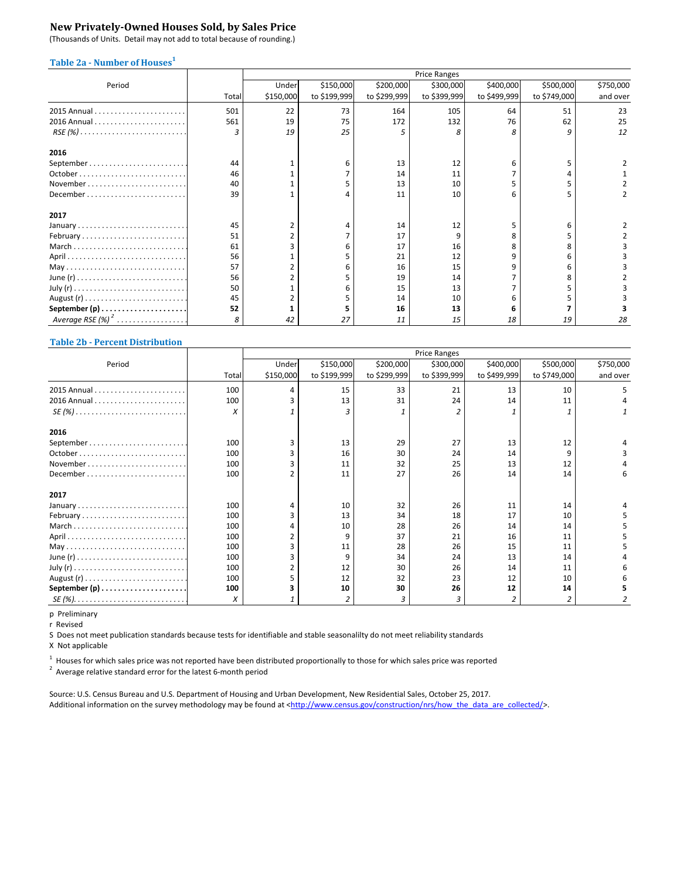## New Privately-Owned Houses Sold, by Sales Price

(Thousands of Units. Detail may not add to total because of rounding.)

### Table 2a - Number of Houses[1]

| Period | Total | Under $150,000 | $150,000 to $199,999 | $200,000 to $299,999 | $300,000 to $399,999 | $400,000 to $499,999 | $500,000 to $749,000 | $750,000 and over |
|---|---|---|---|---|---|---|---|---|
| | | Price Ranges | | | | | | |
| 2015 Annual | 501 | 22 | 73 | 164 | 105 | 64 | 51 | 23 |
| 2016 Annual | 561 | 19 | 75 | 172 | 132 | 76 | 62 | 25 |
| *RSE (%)* | *3* | *19* | *25* | *5* | *8* | *8* | *9* | *12* |
| **2016** | | | | | | | | |
| September | 44 | 1 | 6 | 13 | 12 | 6 | 5 | 2 |
| October | 46 | 1 | 7 | 14 | 11 | 7 | 4 | 1 |
| November | 40 | 1 | 5 | 13 | 10 | 5 | 5 | 2 |
| December | 39 | 1 | 4 | 11 | 10 | 6 | 5 | 2 |
| **2017** | | | | | | | | |
| January | 45 | 2 | 4 | 14 | 12 | 5 | 6 | 2 |
| February | 51 | 2 | 7 | 17 | 9 | 8 | 5 | 2 |
| March | 61 | 3 | 6 | 17 | 16 | 8 | 8 | 3 |
| April | 56 | 1 | 5 | 21 | 12 | 9 | 6 | 3 |
| May | 57 | 2 | 6 | 16 | 15 | 9 | 6 | 3 |
| June (r) | 56 | 2 | 5 | 19 | 14 | 7 | 8 | 2 |
| July (r) | 50 | 1 | 6 | 15 | 13 | 7 | 5 | 3 |
| August (r) | 45 | 2 | 5 | 14 | 10 | 6 | 5 | 3 |
| **September (p)** | **52** | **1** | **5** | **16** | **13** | **6** | **7** | **3** |
| *Average RSE (%)[2]* | *8* | *42* | *27* | *11* | *15* | *18* | *19* | *28* |

### Table 2b - Percent Distribution

| Period | Total | Under $150,000 | $150,000 to $199,999 | $200,000 to $299,999 | $300,000 to $399,999 | $400,000 to $499,999 | $500,000 to $749,000 | $750,000 and over |
|---|---|---|---|---|---|---|---|---|
| | | Price Ranges | | | | | | |
| 2015 Annual | 100 | 4 | 15 | 33 | 21 | 13 | 10 | 5 |
| 2016 Annual | 100 | 3 | 13 | 31 | 24 | 14 | 11 | 4 |
| *SE (%)* | *X* | *1* | *3* | *1* | *2* | *1* | *1* | *1* |
| **2016** | | | | | | | | |
| September | 100 | 3 | 13 | 29 | 27 | 13 | 12 | 4 |
| October | 100 | 3 | 16 | 30 | 24 | 14 | 9 | 3 |
| November | 100 | 3 | 11 | 32 | 25 | 13 | 12 | 4 |
| December | 100 | 2 | 11 | 27 | 26 | 14 | 14 | 6 |
| **2017** | | | | | | | | |
| January | 100 | 4 | 10 | 32 | 26 | 11 | 14 | 4 |
| February | 100 | 3 | 13 | 34 | 18 | 17 | 10 | 5 |
| March | 100 | 4 | 10 | 28 | 26 | 14 | 14 | 5 |
| April | 100 | 2 | 9 | 37 | 21 | 16 | 11 | 5 |
| May | 100 | 3 | 11 | 28 | 26 | 15 | 11 | 5 |
| June (r) | 100 | 3 | 9 | 34 | 24 | 13 | 14 | 4 |
| July (r) | 100 | 2 | 12 | 30 | 26 | 14 | 11 | 6 |
| August (r) | 100 | 5 | 12 | 32 | 23 | 12 | 10 | 6 |
| **September (p)** | **100** | **3** | **10** | **30** | **26** | **12** | **14** | **5** |
| *SE (%)* | *X* | *1* | *2* | *3* | *3* | *2* | *2* | *2* |

p Preliminary
r Revised
S Does not meet publication standards because tests for identifiable and stable seasonalilty do not meet reliability standards
X Not applicable

[1] Houses for which sales price was not reported have been distributed proportionally to those for which sales price was reported
[2] Average relative standard error for the latest 6-month period

Source: U.S. Census Bureau and U.S. Department of Housing and Urban Development, New Residential Sales, October 25, 2017.
Additional information on the survey methodology may be found at <http://www.census.gov/construction/nrs/how_the_data_are_collected/>.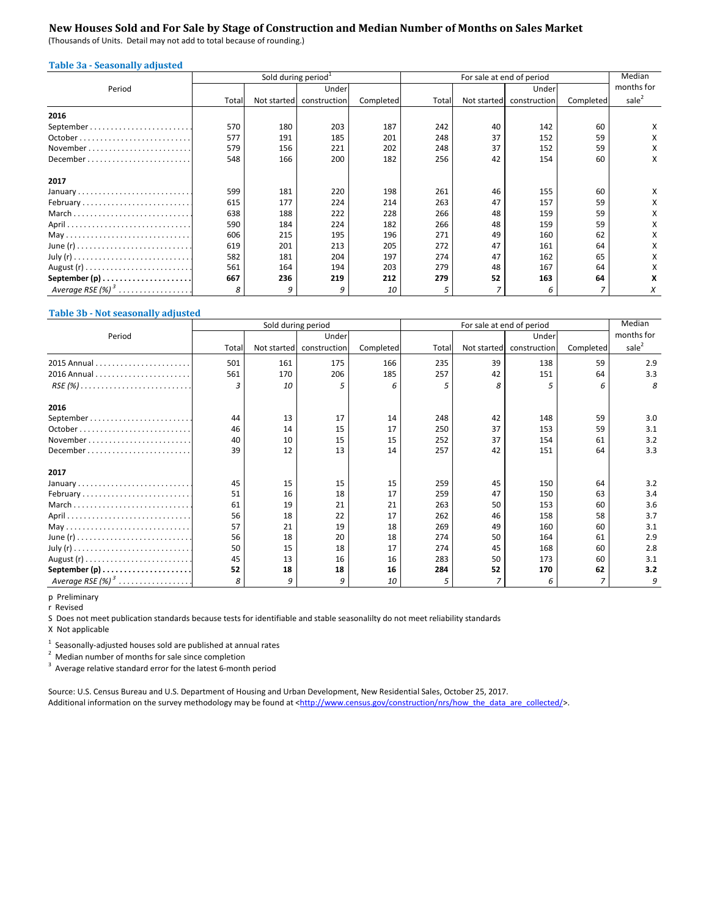# New Houses Sold and For Sale by Stage of Construction and Median Number of Months on Sales Market

(Thousands of Units. Detail may not add to total because of rounding.)

### Table 3a - Seasonally adjusted

| Period | Sold during period[1] | | | | For sale at end of period | | | | Median months for sale[2] |
|---|---|---|---|---|---|---|---|---|---|
| | Total | Not started | Under construction | Completed | Total | Not started | Under construction | Completed | |
| **2016** | | | | | | | | | |
| September | 570 | 180 | 203 | 187 | 242 | 40 | 142 | 60 | X |
| October | 577 | 191 | 185 | 201 | 248 | 37 | 152 | 59 | X |
| November | 579 | 156 | 221 | 202 | 248 | 37 | 152 | 59 | X |
| December | 548 | 166 | 200 | 182 | 256 | 42 | 154 | 60 | X |
| **2017** | | | | | | | | | |
| January | 599 | 181 | 220 | 198 | 261 | 46 | 155 | 60 | X |
| February | 615 | 177 | 224 | 214 | 263 | 47 | 157 | 59 | X |
| March | 638 | 188 | 222 | 228 | 266 | 48 | 159 | 59 | X |
| April | 590 | 184 | 224 | 182 | 266 | 48 | 159 | 59 | X |
| May | 606 | 215 | 195 | 196 | 271 | 49 | 160 | 62 | X |
| June (r) | 619 | 201 | 213 | 205 | 272 | 47 | 161 | 64 | X |
| July (r) | 582 | 181 | 204 | 197 | 274 | 47 | 162 | 65 | X |
| August (r) | 561 | 164 | 194 | 203 | 279 | 48 | 167 | 64 | X |
| **September (p)** | **667** | **236** | **219** | **212** | **279** | **52** | **163** | **64** | **X** |
| *Average RSE (%)[3]* | *8* | *9* | *9* | *10* | *5* | *7* | *6* | *7* | *X* |

### Table 3b - Not seasonally adjusted

| Period | Sold during period | | | | For sale at end of period | | | | Median months for sale[2] |
|---|---|---|---|---|---|---|---|---|---|
| | Total | Not started | Under construction | Completed | Total | Not started | Under construction | Completed | |
| 2015 Annual | 501 | 161 | 175 | 166 | 235 | 39 | 138 | 59 | 2.9 |
| 2016 Annual | 561 | 170 | 206 | 185 | 257 | 42 | 151 | 64 | 3.3 |
| *RSE (%)* | *3* | *10* | *5* | *6* | *5* | *8* | *5* | *6* | *8* |
| **2016** | | | | | | | | | |
| September | 44 | 13 | 17 | 14 | 248 | 42 | 148 | 59 | 3.0 |
| October | 46 | 14 | 15 | 17 | 250 | 37 | 153 | 59 | 3.1 |
| November | 40 | 10 | 15 | 15 | 252 | 37 | 154 | 61 | 3.2 |
| December | 39 | 12 | 13 | 14 | 257 | 42 | 151 | 64 | 3.3 |
| **2017** | | | | | | | | | |
| January | 45 | 15 | 15 | 15 | 259 | 45 | 150 | 64 | 3.2 |
| February | 51 | 16 | 18 | 17 | 259 | 47 | 150 | 63 | 3.4 |
| March | 61 | 19 | 21 | 21 | 263 | 50 | 153 | 60 | 3.6 |
| April | 56 | 18 | 22 | 17 | 262 | 46 | 158 | 58 | 3.7 |
| May | 57 | 21 | 19 | 18 | 269 | 49 | 160 | 60 | 3.1 |
| June (r) | 56 | 18 | 20 | 18 | 274 | 50 | 164 | 61 | 2.9 |
| July (r) | 50 | 15 | 18 | 17 | 274 | 45 | 168 | 60 | 2.8 |
| August (r) | 45 | 13 | 16 | 16 | 283 | 50 | 173 | 60 | 3.1 |
| **September (p)** | **52** | **18** | **18** | **16** | **284** | **52** | **170** | **62** | **3.2** |
| *Average RSE (%)[3]* | *8* | *9* | *9* | *10* | *5* | *7* | *6* | *7* | *9* |

p Preliminary

r Revised

S Does not meet publication standards because tests for identifiable and stable seasonalilty do not meet reliability standards

X Not applicable

[1] Seasonally-adjusted houses sold are published at annual rates

[2] Median number of months for sale since completion

[3] Average relative standard error for the latest 6-month period

Source: U.S. Census Bureau and U.S. Department of Housing and Urban Development, New Residential Sales, October 25, 2017.
Additional information on the survey methodology may be found at <http://www.census.gov/construction/nrs/how_the_data_are_collected/>.